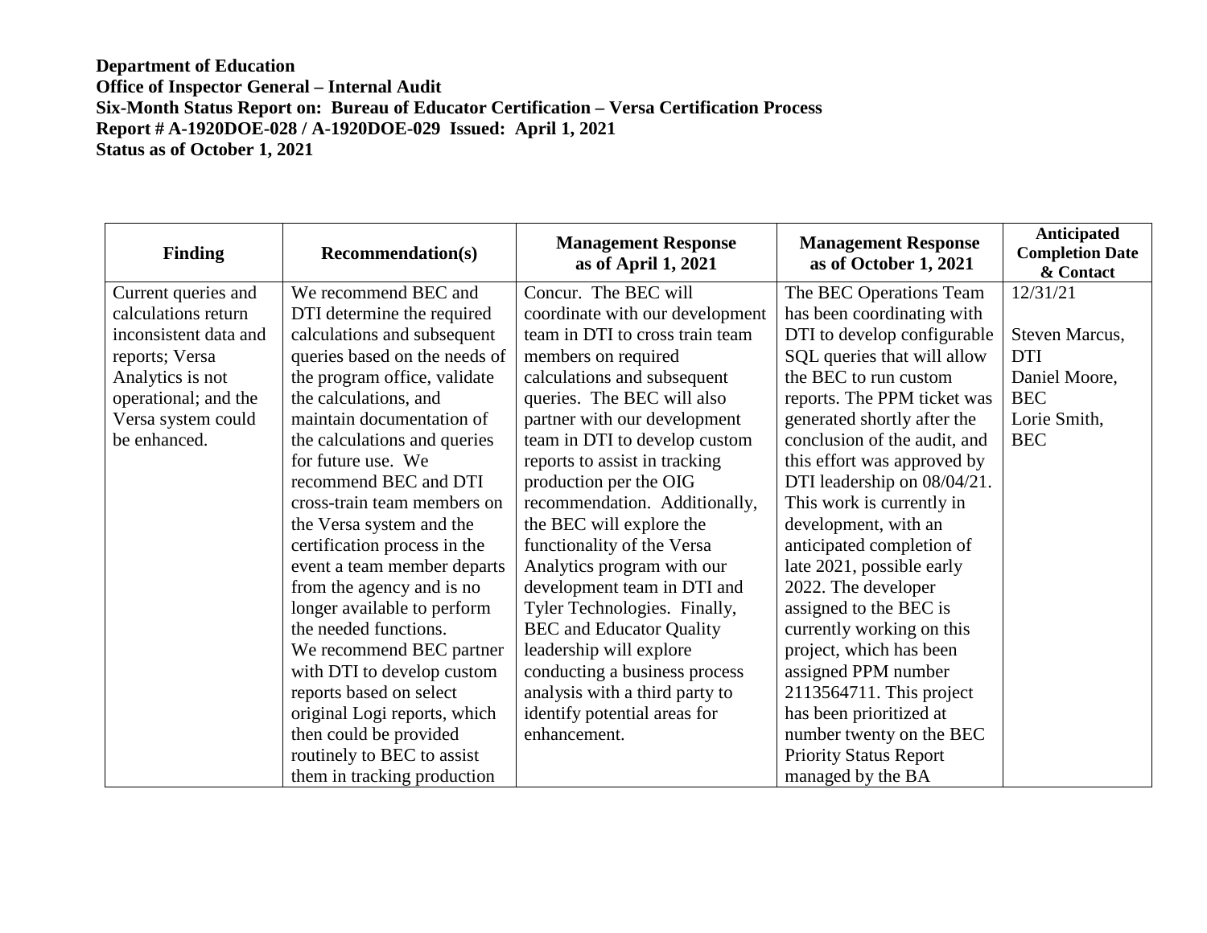**Department of Education**
**Office of Inspector General – Internal Audit**
**Six-Month Status Report on: Bureau of Educator Certification – Versa Certification Process**
**Report # A-1920DOE-028 / A-1920DOE-029 Issued: April 1, 2021**
**Status as of October 1, 2021**

| Finding | Recommendation(s) | Management Response as of April 1, 2021 | Management Response as of October 1, 2021 | Anticipated Completion Date & Contact |
|---|---|---|---|---|
| Current queries and calculations return inconsistent data and reports; Versa Analytics is not operational; and the Versa system could be enhanced. | We recommend BEC and DTI determine the required calculations and subsequent queries based on the needs of the program office, validate the calculations, and maintain documentation of the calculations and queries for future use. We recommend BEC and DTI cross-train team members on the Versa system and the certification process in the event a team member departs from the agency and is no longer available to perform the needed functions. We recommend BEC partner with DTI to develop custom reports based on select original Logi reports, which then could be provided routinely to BEC to assist them in tracking production | Concur. The BEC will coordinate with our development team in DTI to cross train team members on required calculations and subsequent queries. The BEC will also partner with our development team in DTI to develop custom reports to assist in tracking production per the OIG recommendation. Additionally, the BEC will explore the functionality of the Versa Analytics program with our development team in DTI and Tyler Technologies. Finally, BEC and Educator Quality leadership will explore conducting a business process analysis with a third party to identify potential areas for enhancement. | The BEC Operations Team has been coordinating with DTI to develop configurable SQL queries that will allow the BEC to run custom reports. The PPM ticket was generated shortly after the conclusion of the audit, and this effort was approved by DTI leadership on 08/04/21. This work is currently in development, with an anticipated completion of late 2021, possible early 2022. The developer assigned to the BEC is currently working on this project, which has been assigned PPM number 2113564711. This project has been prioritized at number twenty on the BEC Priority Status Report managed by the BA | 12/31/21<br><br>Steven Marcus, DTI<br>Daniel Moore, BEC<br>Lorie Smith, BEC |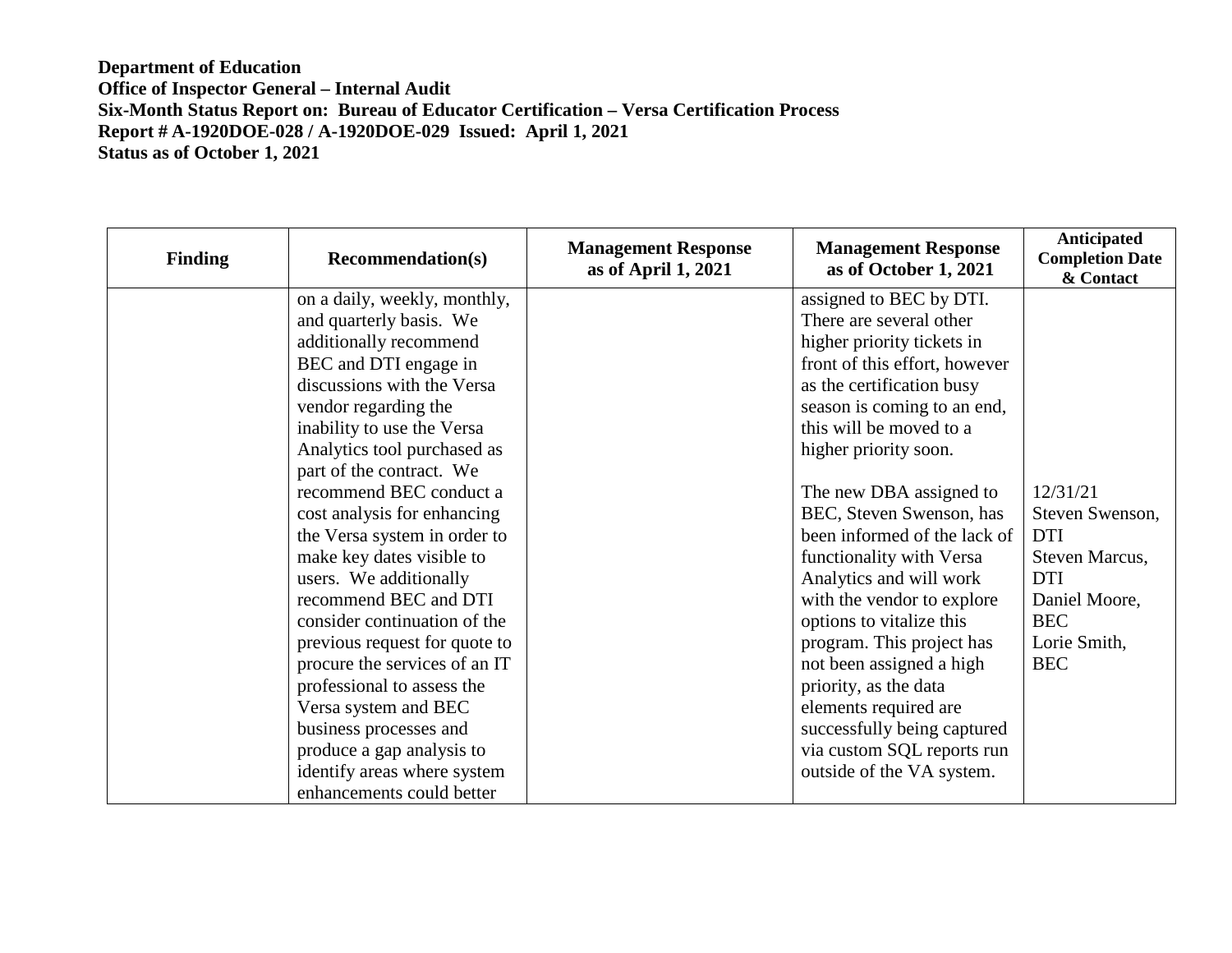**Department of Education**
**Office of Inspector General – Internal Audit**
**Six-Month Status Report on: Bureau of Educator Certification – Versa Certification Process**
**Report # A-1920DOE-028 / A-1920DOE-029 Issued: April 1, 2021**
**Status as of October 1, 2021**

| Finding | Recommendation(s) | Management Response as of April 1, 2021 | Management Response as of October 1, 2021 | Anticipated Completion Date & Contact |
|---|---|---|---|---|
| | on a daily, weekly, monthly, and quarterly basis. We additionally recommend BEC and DTI engage in discussions with the Versa vendor regarding the inability to use the Versa Analytics tool purchased as part of the contract. We recommend BEC conduct a cost analysis for enhancing the Versa system in order to make key dates visible to users. We additionally recommend BEC and DTI consider continuation of the previous request for quote to procure the services of an IT professional to assess the Versa system and BEC business processes and produce a gap analysis to identify areas where system enhancements could better | | assigned to BEC by DTI. There are several other higher priority tickets in front of this effort, however as the certification busy season is coming to an end, this will be moved to a higher priority soon.<br><br>The new DBA assigned to BEC, Steven Swenson, has been informed of the lack of functionality with Versa Analytics and will work with the vendor to explore options to vitalize this program. This project has not been assigned a high priority, as the data elements required are successfully being captured via custom SQL reports run outside of the VA system. | 12/31/21<br>Steven Swenson, DTI<br>Steven Marcus, DTI<br>Daniel Moore, BEC<br>Lorie Smith, BEC |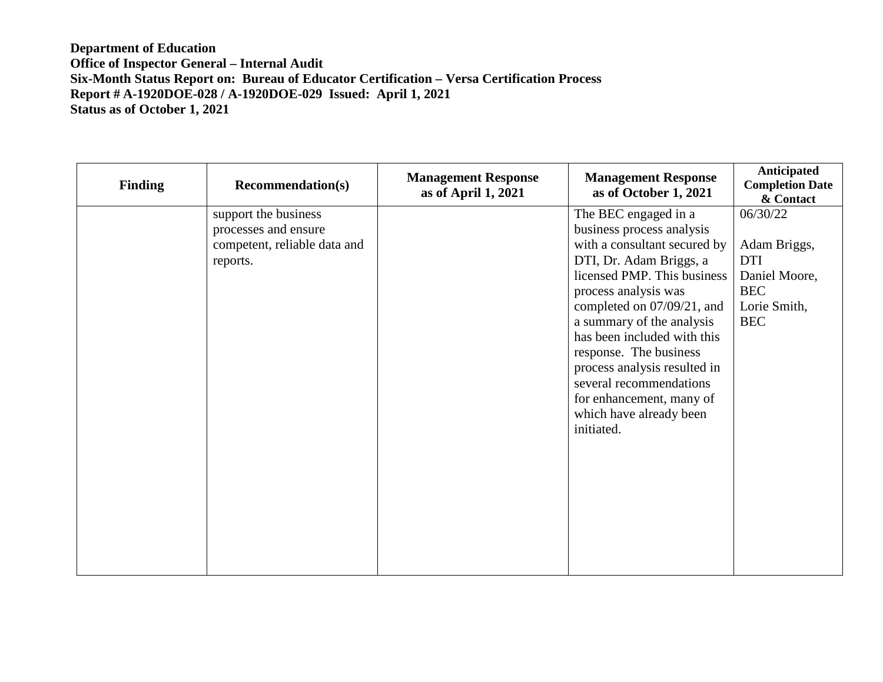**Department of Education**
**Office of Inspector General – Internal Audit**
**Six-Month Status Report on: Bureau of Educator Certification – Versa Certification Process**
**Report # A-1920DOE-028 / A-1920DOE-029 Issued: April 1, 2021**
**Status as of October 1, 2021**

| Finding | Recommendation(s) | Management Response as of April 1, 2021 | Management Response as of October 1, 2021 | Anticipated Completion Date & Contact |
|---|---|---|---|---|
| | support the business processes and ensure competent, reliable data and reports. | | The BEC engaged in a business process analysis with a consultant secured by DTI, Dr. Adam Briggs, a licensed PMP. This business process analysis was completed on 07/09/21, and a summary of the analysis has been included with this response. The business process analysis resulted in several recommendations for enhancement, many of which have already been initiated. | 06/30/22<br><br>Adam Briggs, DTI<br>Daniel Moore, BEC<br>Lorie Smith, BEC |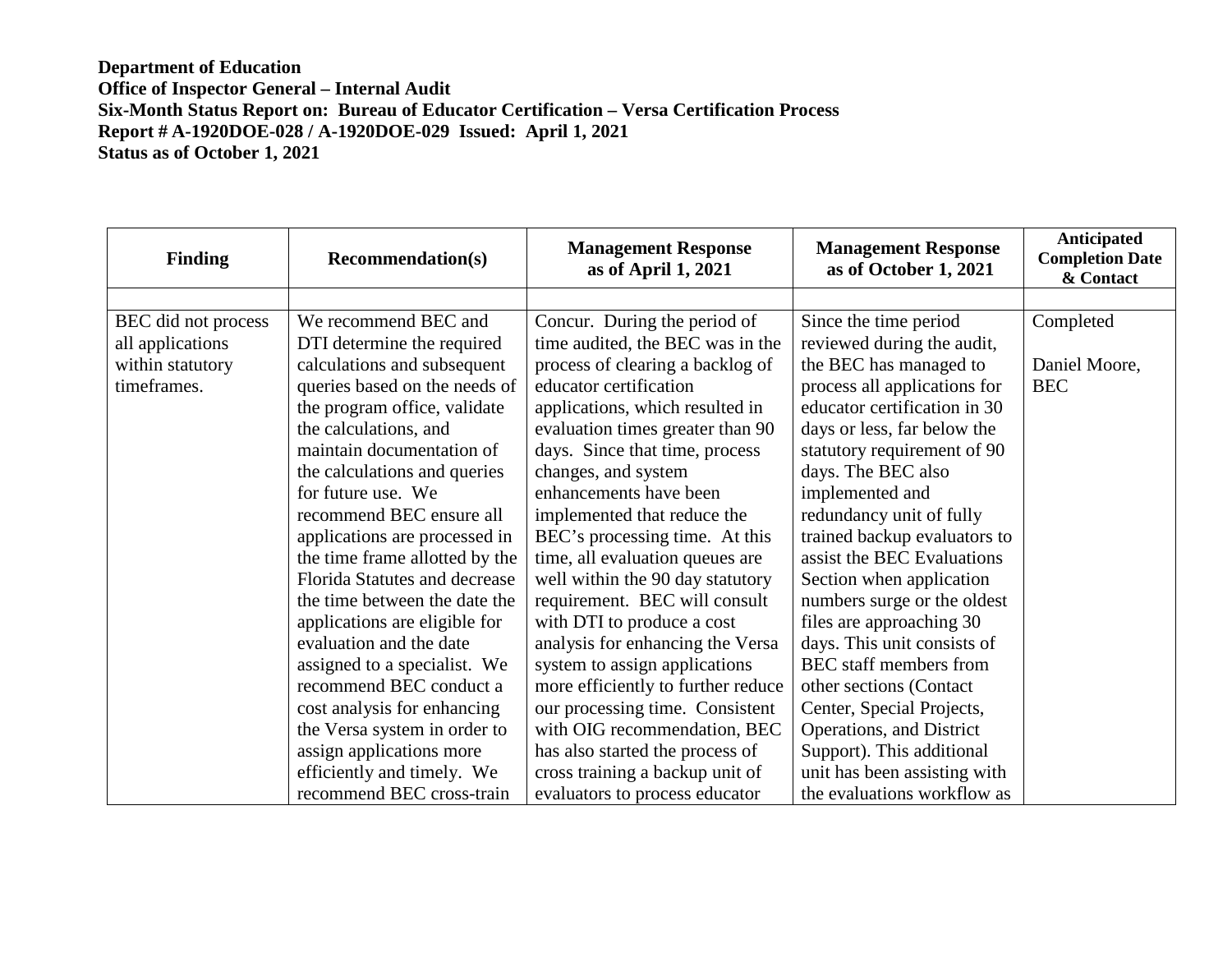**Department of Education**
**Office of Inspector General – Internal Audit**
**Six-Month Status Report on: Bureau of Educator Certification – Versa Certification Process**
**Report # A-1920DOE-028 / A-1920DOE-029 Issued: April 1, 2021**
**Status as of October 1, 2021**

| Finding | Recommendation(s) | Management Response as of April 1, 2021 | Management Response as of October 1, 2021 | Anticipated Completion Date & Contact |
|---|---|---|---|---|
| | | | | |
| BEC did not process all applications within statutory timeframes. | We recommend BEC and DTI determine the required calculations and subsequent queries based on the needs of the program office, validate the calculations, and maintain documentation of the calculations and queries for future use. We recommend BEC ensure all applications are processed in the time frame allotted by the Florida Statutes and decrease the time between the date the applications are eligible for evaluation and the date assigned to a specialist. We recommend BEC conduct a cost analysis for enhancing the Versa system in order to assign applications more efficiently and timely. We recommend BEC cross-train | Concur. During the period of time audited, the BEC was in the process of clearing a backlog of educator certification applications, which resulted in evaluation times greater than 90 days. Since that time, process changes, and system enhancements have been implemented that reduce the BEC's processing time. At this time, all evaluation queues are well within the 90 day statutory requirement. BEC will consult with DTI to produce a cost analysis for enhancing the Versa system to assign applications more efficiently to further reduce our processing time. Consistent with OIG recommendation, BEC has also started the process of cross training a backup unit of evaluators to process educator | Since the time period reviewed during the audit, the BEC has managed to process all applications for educator certification in 30 days or less, far below the statutory requirement of 90 days. The BEC also implemented and redundancy unit of fully trained backup evaluators to assist the BEC Evaluations Section when application numbers surge or the oldest files are approaching 30 days. This unit consists of BEC staff members from other sections (Contact Center, Special Projects, Operations, and District Support). This additional unit has been assisting with the evaluations workflow as | Completed<br><br>Daniel Moore, BEC |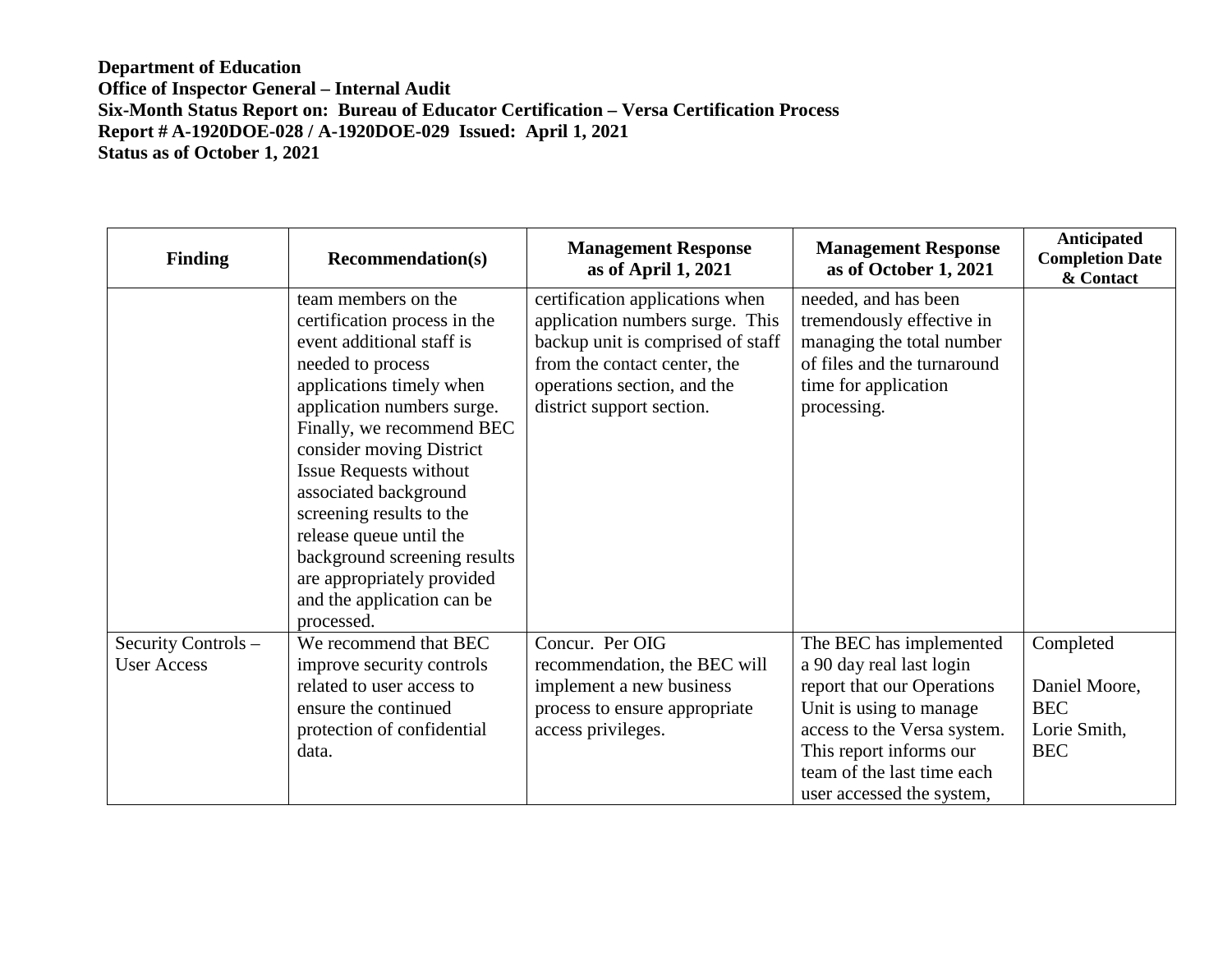**Department of Education**
**Office of Inspector General – Internal Audit**
**Six-Month Status Report on: Bureau of Educator Certification – Versa Certification Process**
**Report # A-1920DOE-028 / A-1920DOE-029 Issued: April 1, 2021**
**Status as of October 1, 2021**

| Finding | Recommendation(s) | Management Response as of April 1, 2021 | Management Response as of October 1, 2021 | Anticipated Completion Date & Contact |
|---|---|---|---|---|
| | team members on the certification process in the event additional staff is needed to process applications timely when application numbers surge. Finally, we recommend BEC consider moving District Issue Requests without associated background screening results to the release queue until the background screening results are appropriately provided and the application can be processed. | certification applications when application numbers surge. This backup unit is comprised of staff from the contact center, the operations section, and the district support section. | needed, and has been tremendously effective in managing the total number of files and the turnaround time for application processing. | |
| Security Controls – User Access | We recommend that BEC improve security controls related to user access to ensure the continued protection of confidential data. | Concur. Per OIG recommendation, the BEC will implement a new business process to ensure appropriate access privileges. | The BEC has implemented a 90 day real last login report that our Operations Unit is using to manage access to the Versa system. This report informs our team of the last time each user accessed the system, | Completed<br><br>Daniel Moore, BEC<br>Lorie Smith, BEC |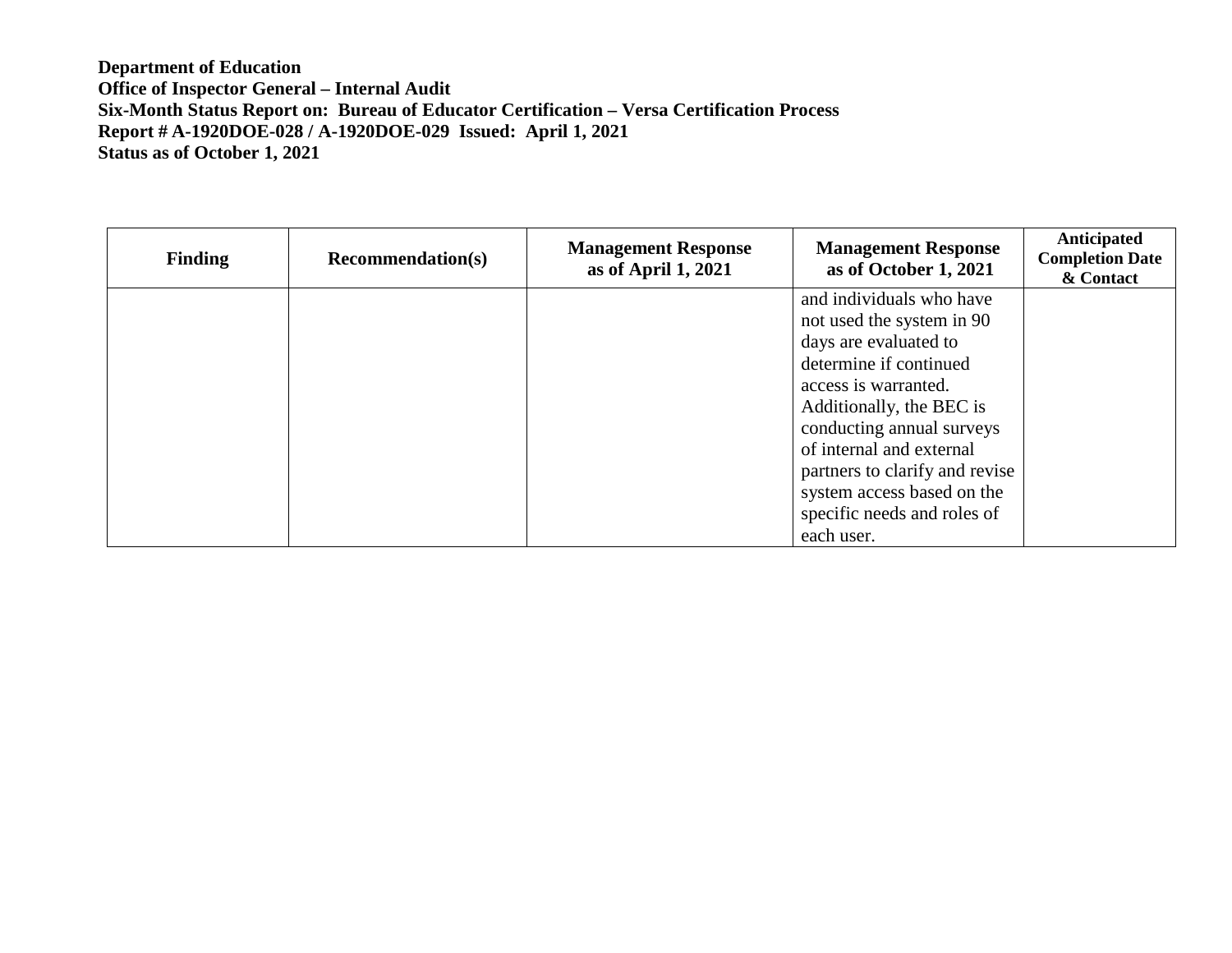**Department of Education**
**Office of Inspector General – Internal Audit**
**Six-Month Status Report on: Bureau of Educator Certification – Versa Certification Process**
**Report # A-1920DOE-028 / A-1920DOE-029 Issued: April 1, 2021**
**Status as of October 1, 2021**

| Finding | Recommendation(s) | Management Response as of April 1, 2021 | Management Response as of October 1, 2021 | Anticipated Completion Date & Contact |
|---|---|---|---|---|
| | | | and individuals who have not used the system in 90 days are evaluated to determine if continued access is warranted. Additionally, the BEC is conducting annual surveys of internal and external partners to clarify and revise system access based on the specific needs and roles of each user. | |